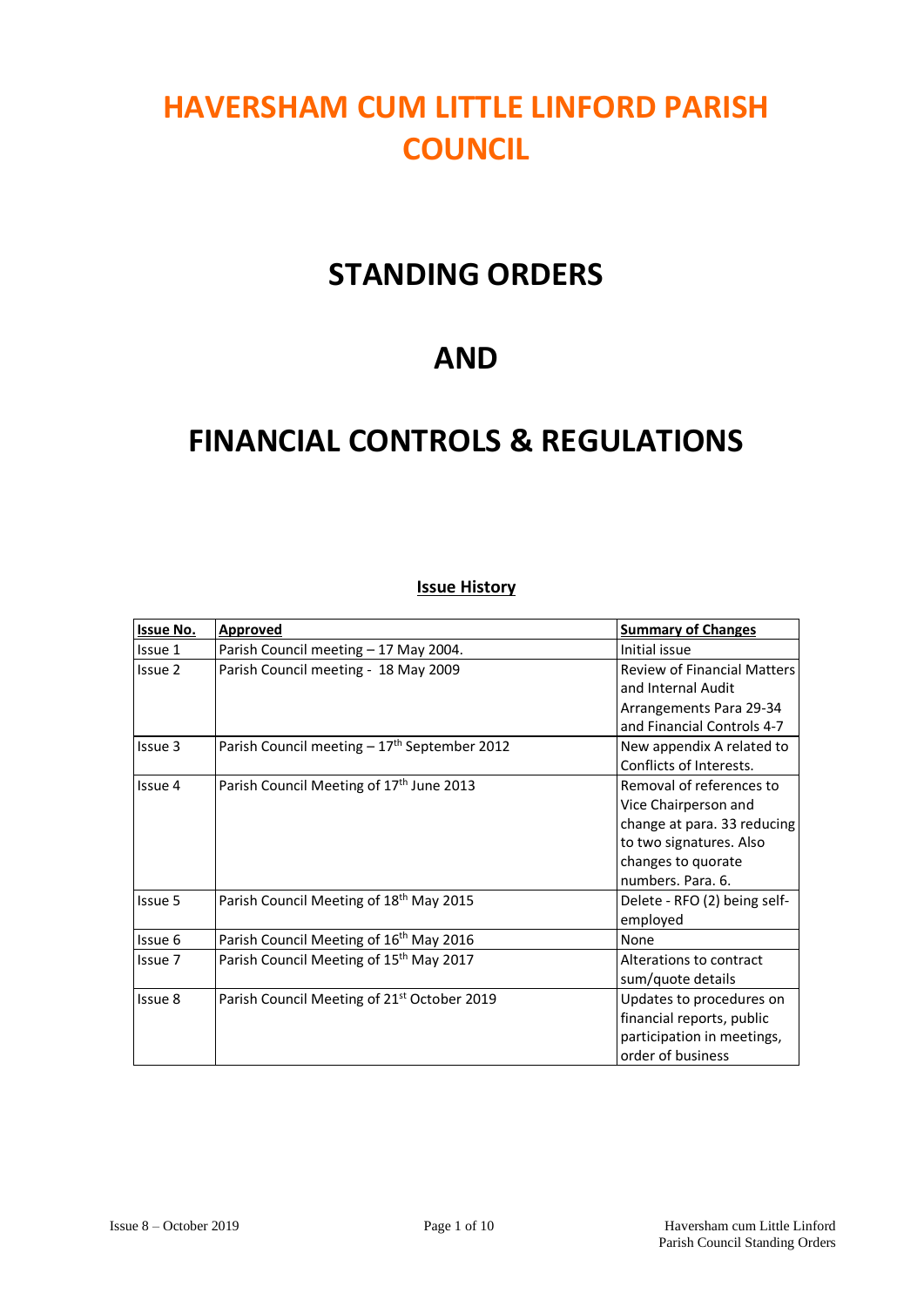# HAVERSHAM CUM LITTLE LINFORD PARISH COUNCIL

# STANDING ORDERS

# AND

# FINANCIAL CONTROLS & REGULATIONS

**Issue History**

| **Issue No.** | **Approved** | **Summary of Changes** |
|---|---|---|
| Issue 1 | Parish Council meeting – 17 May 2004. | Initial issue |
| Issue 2 | Parish Council meeting - 18 May 2009 | Review of Financial Matters and Internal Audit Arrangements Para 29-34 and Financial Controls 4-7 |
| Issue 3 | Parish Council meeting – 17th September 2012 | New appendix A related to Conflicts of Interests. |
| Issue 4 | Parish Council Meeting of 17th June 2013 | Removal of references to Vice Chairperson and change at para. 33 reducing to two signatures. Also changes to quorate numbers. Para. 6. |
| Issue 5 | Parish Council Meeting of 18th May 2015 | Delete - RFO (2) being self-employed |
| Issue 6 | Parish Council Meeting of 16th May 2016 | None |
| Issue 7 | Parish Council Meeting of 15th May 2017 | Alterations to contract sum/quote details |
| Issue 8 | Parish Council Meeting of 21st October 2019 | Updates to procedures on financial reports, public participation in meetings, order of business |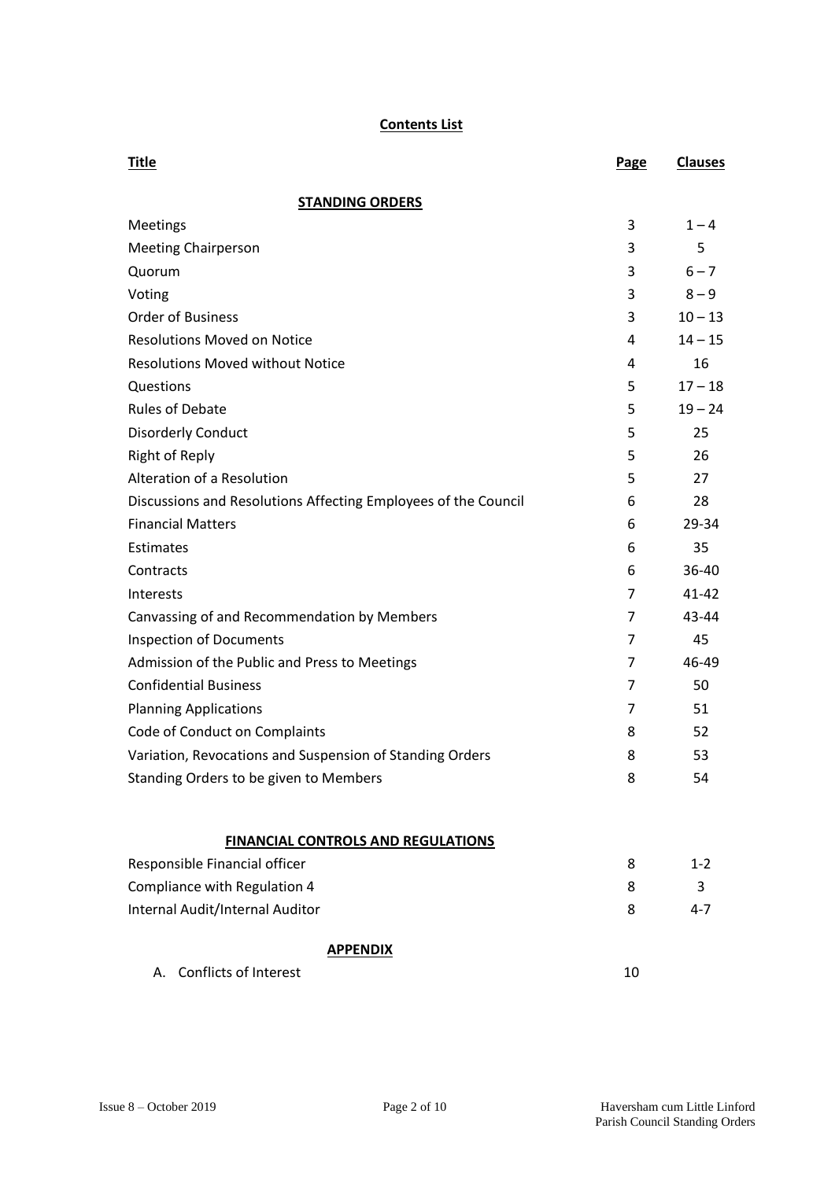## Contents List

| Title | Page | Clauses |
|---|---|---|
| **STANDING ORDERS** | | |
| Meetings | 3 | 1 – 4 |
| Meeting Chairperson | 3 | 5 |
| Quorum | 3 | 6 – 7 |
| Voting | 3 | 8 – 9 |
| Order of Business | 3 | 10 – 13 |
| Resolutions Moved on Notice | 4 | 14 – 15 |
| Resolutions Moved without Notice | 4 | 16 |
| Questions | 5 | 17 – 18 |
| Rules of Debate | 5 | 19 – 24 |
| Disorderly Conduct | 5 | 25 |
| Right of Reply | 5 | 26 |
| Alteration of a Resolution | 5 | 27 |
| Discussions and Resolutions Affecting Employees of the Council | 6 | 28 |
| Financial Matters | 6 | 29-34 |
| Estimates | 6 | 35 |
| Contracts | 6 | 36-40 |
| Interests | 7 | 41-42 |
| Canvassing of and Recommendation by Members | 7 | 43-44 |
| Inspection of Documents | 7 | 45 |
| Admission of the Public and Press to Meetings | 7 | 46-49 |
| Confidential Business | 7 | 50 |
| Planning Applications | 7 | 51 |
| Code of Conduct on Complaints | 8 | 52 |
| Variation, Revocations and Suspension of Standing Orders | 8 | 53 |
| Standing Orders to be given to Members | 8 | 54 |
| **FINANCIAL CONTROLS AND REGULATIONS** | | |
| Responsible Financial officer | 8 | 1-2 |
| Compliance with Regulation 4 | 8 | 3 |
| Internal Audit/Internal Auditor | 8 | 4-7 |
| **APPENDIX** | | |
| A. Conflicts of Interest | 10 | |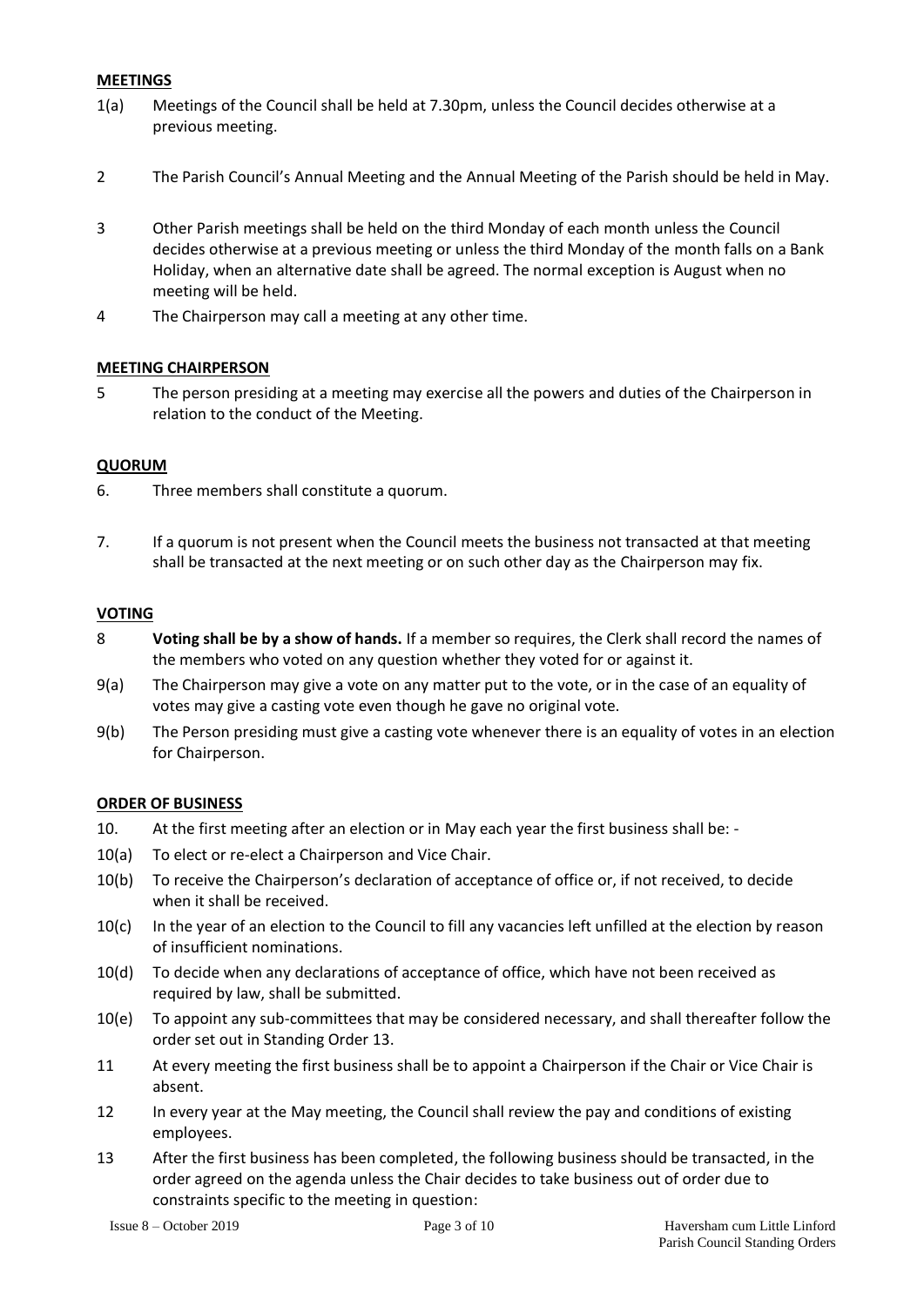**MEETINGS**

1(a) Meetings of the Council shall be held at 7.30pm, unless the Council decides otherwise at a previous meeting.

2 The Parish Council's Annual Meeting and the Annual Meeting of the Parish should be held in May.

3 Other Parish meetings shall be held on the third Monday of each month unless the Council decides otherwise at a previous meeting or unless the third Monday of the month falls on a Bank Holiday, when an alternative date shall be agreed. The normal exception is August when no meeting will be held.

4 The Chairperson may call a meeting at any other time.

**MEETING CHAIRPERSON**

5 The person presiding at a meeting may exercise all the powers and duties of the Chairperson in relation to the conduct of the Meeting.

**QUORUM**

6. Three members shall constitute a quorum.

7. If a quorum is not present when the Council meets the business not transacted at that meeting shall be transacted at the next meeting or on such other day as the Chairperson may fix.

**VOTING**

8 **Voting shall be by a show of hands.** If a member so requires, the Clerk shall record the names of the members who voted on any question whether they voted for or against it.

9(a) The Chairperson may give a vote on any matter put to the vote, or in the case of an equality of votes may give a casting vote even though he gave no original vote.

9(b) The Person presiding must give a casting vote whenever there is an equality of votes in an election for Chairperson.

**ORDER OF BUSINESS**

10. At the first meeting after an election or in May each year the first business shall be: -

10(a) To elect or re-elect a Chairperson and Vice Chair.

10(b) To receive the Chairperson's declaration of acceptance of office or, if not received, to decide when it shall be received.

10(c) In the year of an election to the Council to fill any vacancies left unfilled at the election by reason of insufficient nominations.

10(d) To decide when any declarations of acceptance of office, which have not been received as required by law, shall be submitted.

10(e) To appoint any sub-committees that may be considered necessary, and shall thereafter follow the order set out in Standing Order 13.

11 At every meeting the first business shall be to appoint a Chairperson if the Chair or Vice Chair is absent.

12 In every year at the May meeting, the Council shall review the pay and conditions of existing employees.

13 After the first business has been completed, the following business should be transacted, in the order agreed on the agenda unless the Chair decides to take business out of order due to constraints specific to the meeting in question: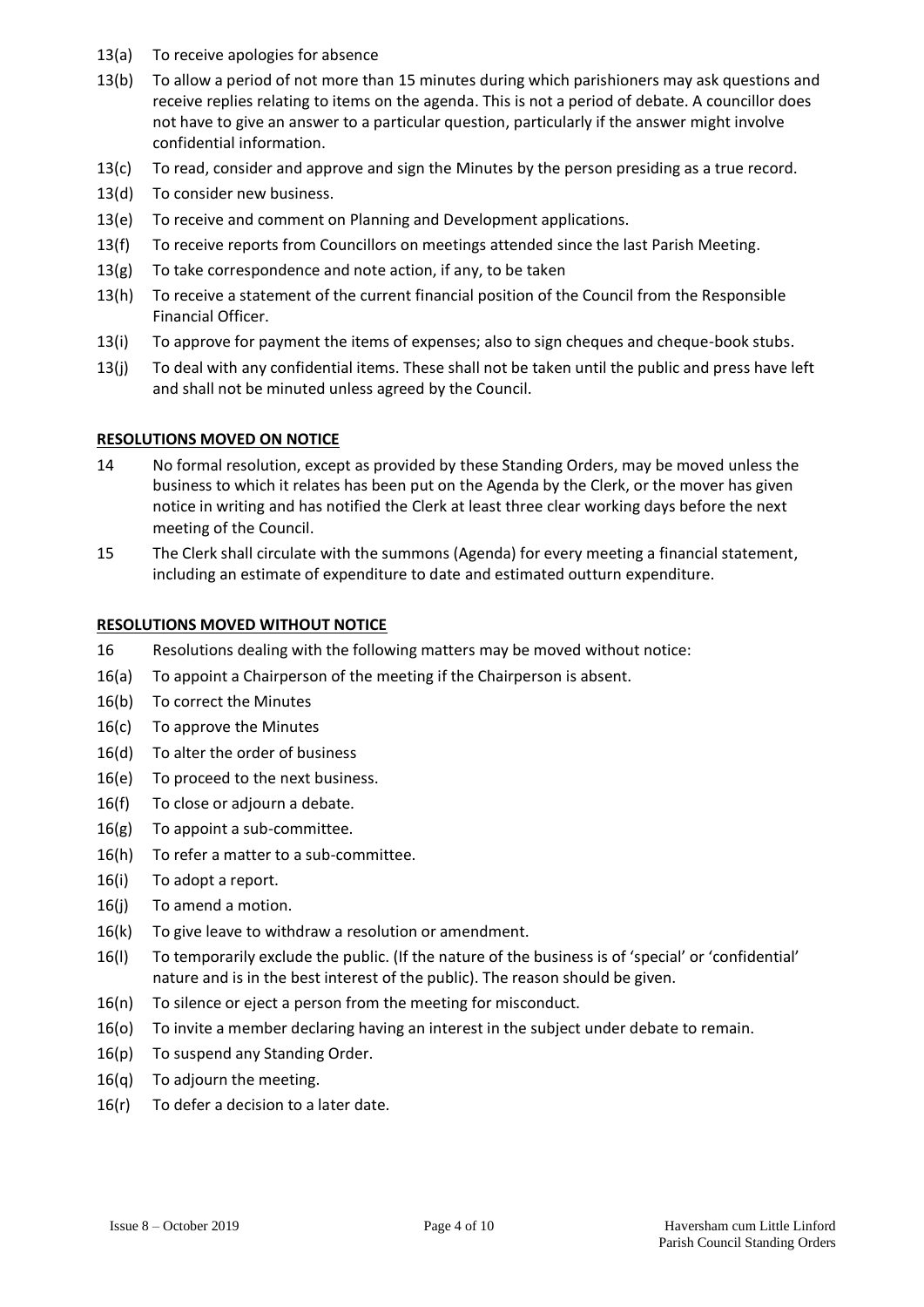13(a) To receive apologies for absence

13(b) To allow a period of not more than 15 minutes during which parishioners may ask questions and receive replies relating to items on the agenda. This is not a period of debate. A councillor does not have to give an answer to a particular question, particularly if the answer might involve confidential information.

13(c) To read, consider and approve and sign the Minutes by the person presiding as a true record.

13(d) To consider new business.

13(e) To receive and comment on Planning and Development applications.

13(f) To receive reports from Councillors on meetings attended since the last Parish Meeting.

13(g) To take correspondence and note action, if any, to be taken

13(h) To receive a statement of the current financial position of the Council from the Responsible Financial Officer.

13(i) To approve for payment the items of expenses; also to sign cheques and cheque-book stubs.

13(j) To deal with any confidential items. These shall not be taken until the public and press have left and shall not be minuted unless agreed by the Council.

## RESOLUTIONS MOVED ON NOTICE

14 No formal resolution, except as provided by these Standing Orders, may be moved unless the business to which it relates has been put on the Agenda by the Clerk, or the mover has given notice in writing and has notified the Clerk at least three clear working days before the next meeting of the Council.

15 The Clerk shall circulate with the summons (Agenda) for every meeting a financial statement, including an estimate of expenditure to date and estimated outturn expenditure.

## RESOLUTIONS MOVED WITHOUT NOTICE

16 Resolutions dealing with the following matters may be moved without notice:

16(a) To appoint a Chairperson of the meeting if the Chairperson is absent.

16(b) To correct the Minutes

16(c) To approve the Minutes

16(d) To alter the order of business

16(e) To proceed to the next business.

16(f) To close or adjourn a debate.

16(g) To appoint a sub-committee.

16(h) To refer a matter to a sub-committee.

16(i) To adopt a report.

16(j) To amend a motion.

16(k) To give leave to withdraw a resolution or amendment.

16(l) To temporarily exclude the public. (If the nature of the business is of 'special' or 'confidential' nature and is in the best interest of the public). The reason should be given.

16(n) To silence or eject a person from the meeting for misconduct.

16(o) To invite a member declaring having an interest in the subject under debate to remain.

16(p) To suspend any Standing Order.

16(q) To adjourn the meeting.

16(r) To defer a decision to a later date.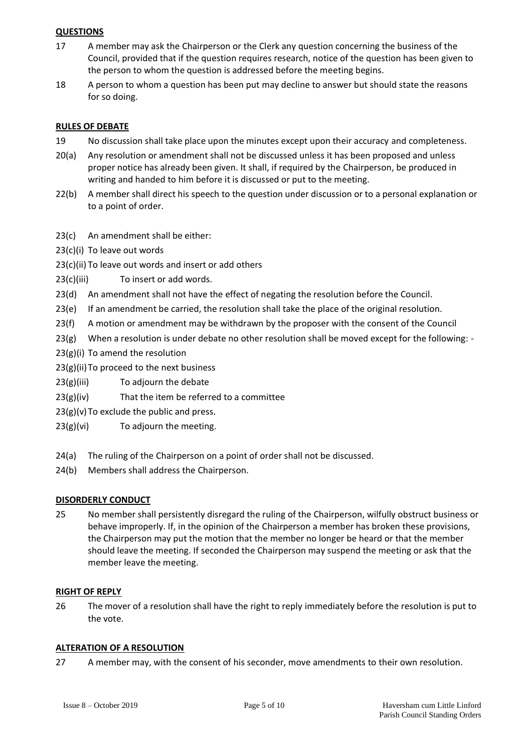**QUESTIONS**

17 A member may ask the Chairperson or the Clerk any question concerning the business of the Council, provided that if the question requires research, notice of the question has been given to the person to whom the question is addressed before the meeting begins.

18 A person to whom a question has been put may decline to answer but should state the reasons for so doing.

**RULES OF DEBATE**

19 No discussion shall take place upon the minutes except upon their accuracy and completeness.

20(a) Any resolution or amendment shall not be discussed unless it has been proposed and unless proper notice has already been given. It shall, if required by the Chairperson, be produced in writing and handed to him before it is discussed or put to the meeting.

22(b) A member shall direct his speech to the question under discussion or to a personal explanation or to a point of order.

23(c) An amendment shall be either:

23(c)(i) To leave out words

23(c)(ii) To leave out words and insert or add others

23(c)(iii) To insert or add words.

23(d) An amendment shall not have the effect of negating the resolution before the Council.

23(e) If an amendment be carried, the resolution shall take the place of the original resolution.

23(f) A motion or amendment may be withdrawn by the proposer with the consent of the Council

23(g) When a resolution is under debate no other resolution shall be moved except for the following: -

23(g)(i) To amend the resolution

23(g)(ii) To proceed to the next business

23(g)(iii) To adjourn the debate

23(g)(iv) That the item be referred to a committee

23(g)(v) To exclude the public and press.

23(g)(vi) To adjourn the meeting.

24(a) The ruling of the Chairperson on a point of order shall not be discussed.

24(b) Members shall address the Chairperson.

**DISORDERLY CONDUCT**

25 No member shall persistently disregard the ruling of the Chairperson, wilfully obstruct business or behave improperly. If, in the opinion of the Chairperson a member has broken these provisions, the Chairperson may put the motion that the member no longer be heard or that the member should leave the meeting. If seconded the Chairperson may suspend the meeting or ask that the member leave the meeting.

**RIGHT OF REPLY**

26 The mover of a resolution shall have the right to reply immediately before the resolution is put to the vote.

**ALTERATION OF A RESOLUTION**

27 A member may, with the consent of his seconder, move amendments to their own resolution.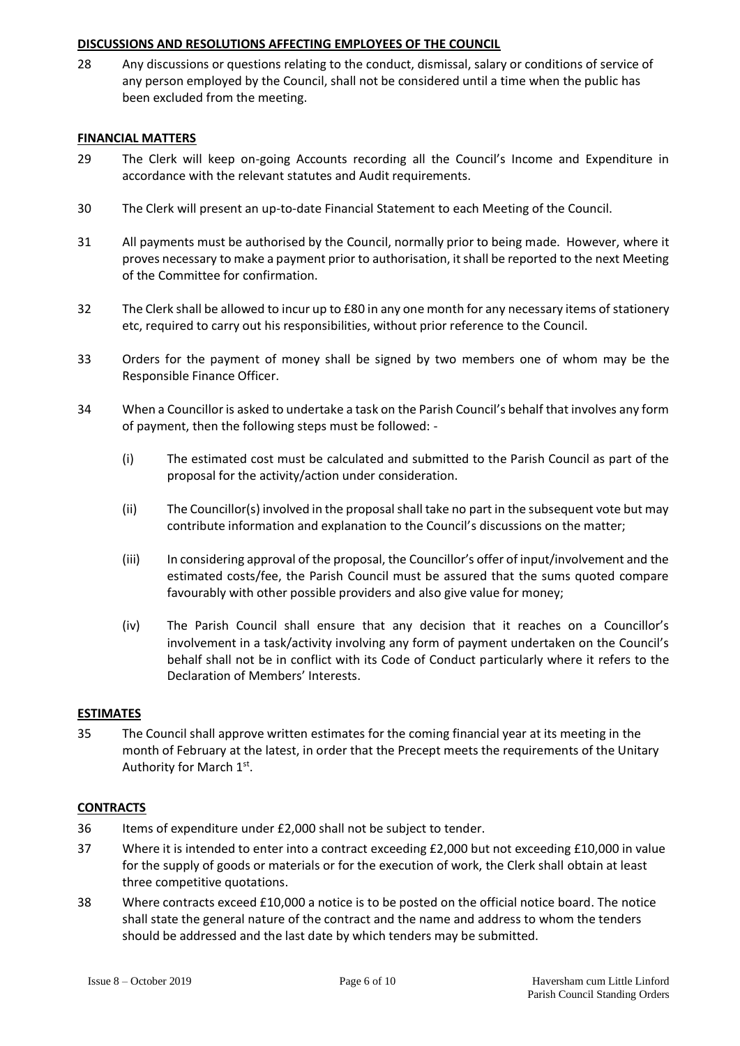**DISCUSSIONS AND RESOLUTIONS AFFECTING EMPLOYEES OF THE COUNCIL**

28 Any discussions or questions relating to the conduct, dismissal, salary or conditions of service of any person employed by the Council, shall not be considered until a time when the public has been excluded from the meeting.

**FINANCIAL MATTERS**

29 The Clerk will keep on-going Accounts recording all the Council's Income and Expenditure in accordance with the relevant statutes and Audit requirements.

30 The Clerk will present an up-to-date Financial Statement to each Meeting of the Council.

31 All payments must be authorised by the Council, normally prior to being made. However, where it proves necessary to make a payment prior to authorisation, it shall be reported to the next Meeting of the Committee for confirmation.

32 The Clerk shall be allowed to incur up to £80 in any one month for any necessary items of stationery etc, required to carry out his responsibilities, without prior reference to the Council.

33 Orders for the payment of money shall be signed by two members one of whom may be the Responsible Finance Officer.

34 When a Councillor is asked to undertake a task on the Parish Council's behalf that involves any form of payment, then the following steps must be followed: -

(i) The estimated cost must be calculated and submitted to the Parish Council as part of the proposal for the activity/action under consideration.

(ii) The Councillor(s) involved in the proposal shall take no part in the subsequent vote but may contribute information and explanation to the Council's discussions on the matter;

(iii) In considering approval of the proposal, the Councillor's offer of input/involvement and the estimated costs/fee, the Parish Council must be assured that the sums quoted compare favourably with other possible providers and also give value for money;

(iv) The Parish Council shall ensure that any decision that it reaches on a Councillor's involvement in a task/activity involving any form of payment undertaken on the Council's behalf shall not be in conflict with its Code of Conduct particularly where it refers to the Declaration of Members' Interests.

**ESTIMATES**

35 The Council shall approve written estimates for the coming financial year at its meeting in the month of February at the latest, in order that the Precept meets the requirements of the Unitary Authority for March 1st.

**CONTRACTS**

36 Items of expenditure under £2,000 shall not be subject to tender.

37 Where it is intended to enter into a contract exceeding £2,000 but not exceeding £10,000 in value for the supply of goods or materials or for the execution of work, the Clerk shall obtain at least three competitive quotations.

38 Where contracts exceed £10,000 a notice is to be posted on the official notice board. The notice shall state the general nature of the contract and the name and address to whom the tenders should be addressed and the last date by which tenders may be submitted.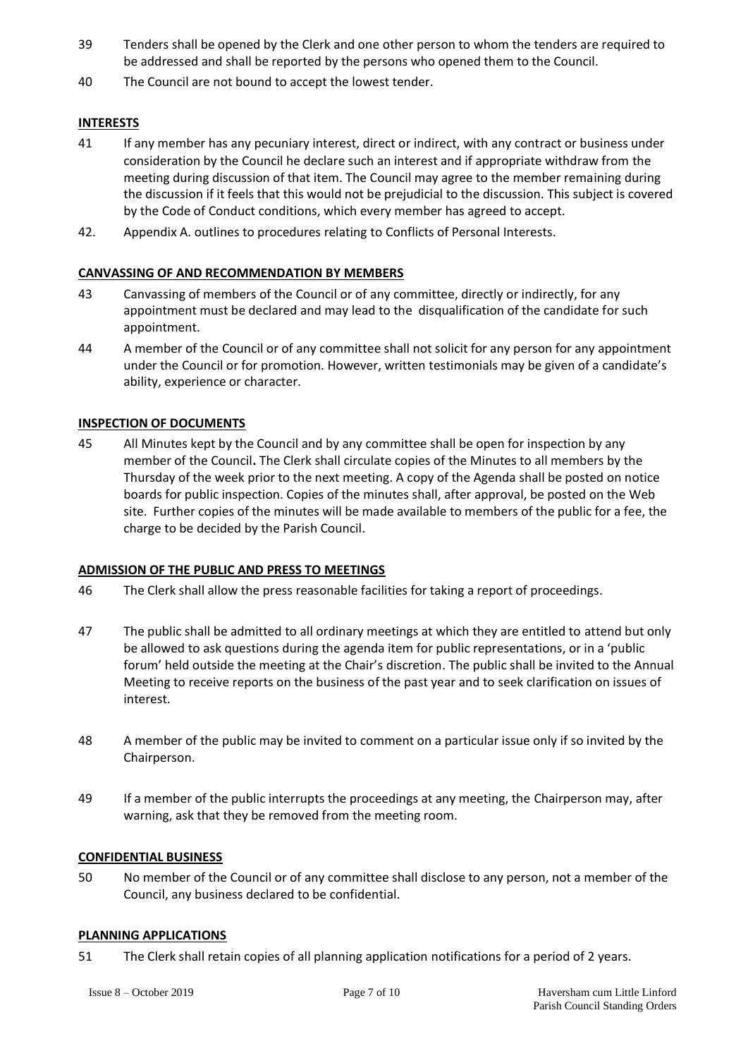39 Tenders shall be opened by the Clerk and one other person to whom the tenders are required to be addressed and shall be reported by the persons who opened them to the Council.

40 The Council are not bound to accept the lowest tender.

**INTERESTS**

41 If any member has any pecuniary interest, direct or indirect, with any contract or business under consideration by the Council he declare such an interest and if appropriate withdraw from the meeting during discussion of that item. The Council may agree to the member remaining during the discussion if it feels that this would not be prejudicial to the discussion. This subject is covered by the Code of Conduct conditions, which every member has agreed to accept.

42. Appendix A. outlines to procedures relating to Conflicts of Personal Interests.

**CANVASSING OF AND RECOMMENDATION BY MEMBERS**

43 Canvassing of members of the Council or of any committee, directly or indirectly, for any appointment must be declared and may lead to the disqualification of the candidate for such appointment.

44 A member of the Council or of any committee shall not solicit for any person for any appointment under the Council or for promotion. However, written testimonials may be given of a candidate's ability, experience or character.

**INSPECTION OF DOCUMENTS**

45 All Minutes kept by the Council and by any committee shall be open for inspection by any member of the Council**.** The Clerk shall circulate copies of the Minutes to all members by the Thursday of the week prior to the next meeting. A copy of the Agenda shall be posted on notice boards for public inspection. Copies of the minutes shall, after approval, be posted on the Web site. Further copies of the minutes will be made available to members of the public for a fee, the charge to be decided by the Parish Council.

**ADMISSION OF THE PUBLIC AND PRESS TO MEETINGS**

46 The Clerk shall allow the press reasonable facilities for taking a report of proceedings.

47 The public shall be admitted to all ordinary meetings at which they are entitled to attend but only be allowed to ask questions during the agenda item for public representations, or in a 'public forum' held outside the meeting at the Chair's discretion. The public shall be invited to the Annual Meeting to receive reports on the business of the past year and to seek clarification on issues of interest.

48 A member of the public may be invited to comment on a particular issue only if so invited by the Chairperson.

49 If a member of the public interrupts the proceedings at any meeting, the Chairperson may, after warning, ask that they be removed from the meeting room.

**CONFIDENTIAL BUSINESS**

50 No member of the Council or of any committee shall disclose to any person, not a member of the Council, any business declared to be confidential.

**PLANNING APPLICATIONS**

51 The Clerk shall retain copies of all planning application notifications for a period of 2 years.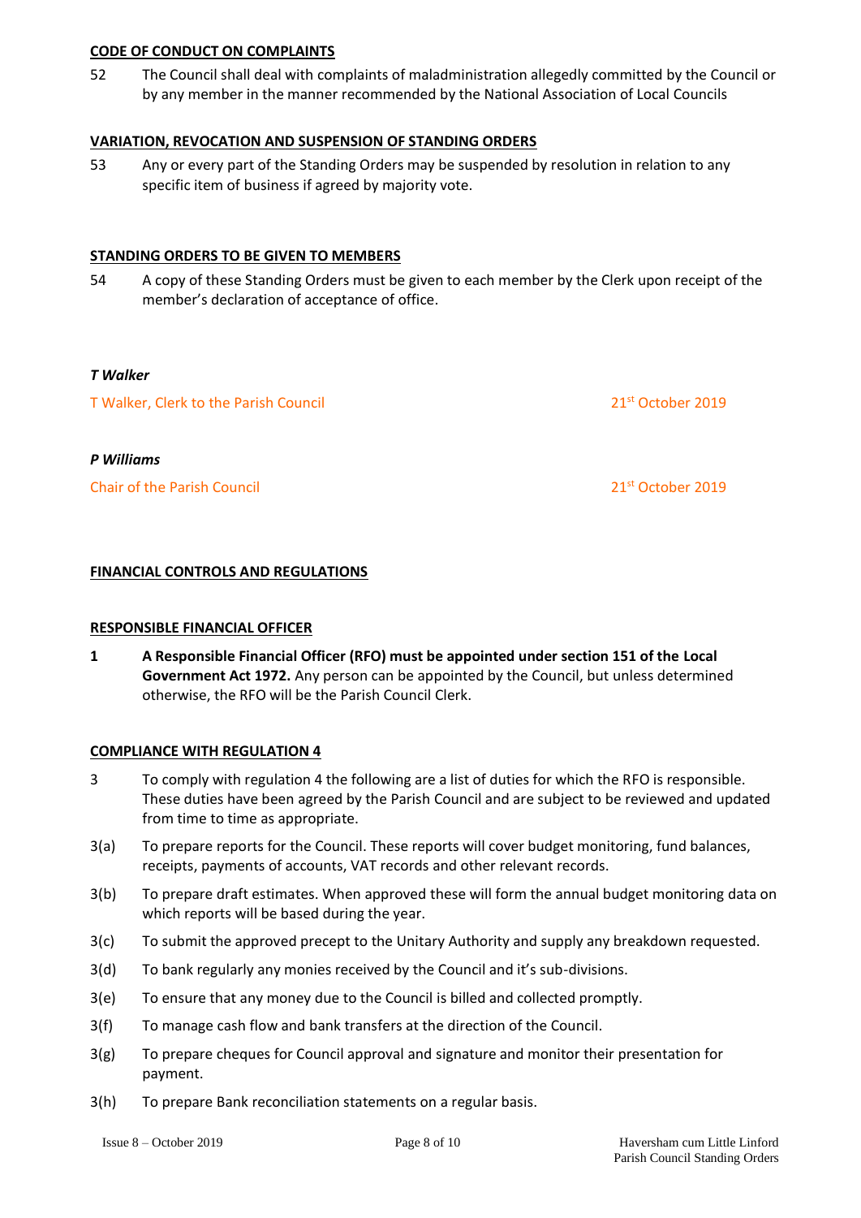## CODE OF CONDUCT ON COMPLAINTS

52 The Council shall deal with complaints of maladministration allegedly committed by the Council or by any member in the manner recommended by the National Association of Local Councils

## VARIATION, REVOCATION AND SUSPENSION OF STANDING ORDERS

53 Any or every part of the Standing Orders may be suspended by resolution in relation to any specific item of business if agreed by majority vote.

## STANDING ORDERS TO BE GIVEN TO MEMBERS

54 A copy of these Standing Orders must be given to each member by the Clerk upon receipt of the member's declaration of acceptance of office.

***T Walker***

T Walker, Clerk to the Parish Council 21st October 2019

***P Williams***

Chair of the Parish Council 21st October 2019

## FINANCIAL CONTROLS AND REGULATIONS

## RESPONSIBLE FINANCIAL OFFICER

**1 A Responsible Financial Officer (RFO) must be appointed under section 151 of the Local Government Act 1972.** Any person can be appointed by the Council, but unless determined otherwise, the RFO will be the Parish Council Clerk.

## COMPLIANCE WITH REGULATION 4

3 To comply with regulation 4 the following are a list of duties for which the RFO is responsible. These duties have been agreed by the Parish Council and are subject to be reviewed and updated from time to time as appropriate.

3(a) To prepare reports for the Council. These reports will cover budget monitoring, fund balances, receipts, payments of accounts, VAT records and other relevant records.

3(b) To prepare draft estimates. When approved these will form the annual budget monitoring data on which reports will be based during the year.

3(c) To submit the approved precept to the Unitary Authority and supply any breakdown requested.

3(d) To bank regularly any monies received by the Council and it's sub-divisions.

3(e) To ensure that any money due to the Council is billed and collected promptly.

3(f) To manage cash flow and bank transfers at the direction of the Council.

3(g) To prepare cheques for Council approval and signature and monitor their presentation for payment.

3(h) To prepare Bank reconciliation statements on a regular basis.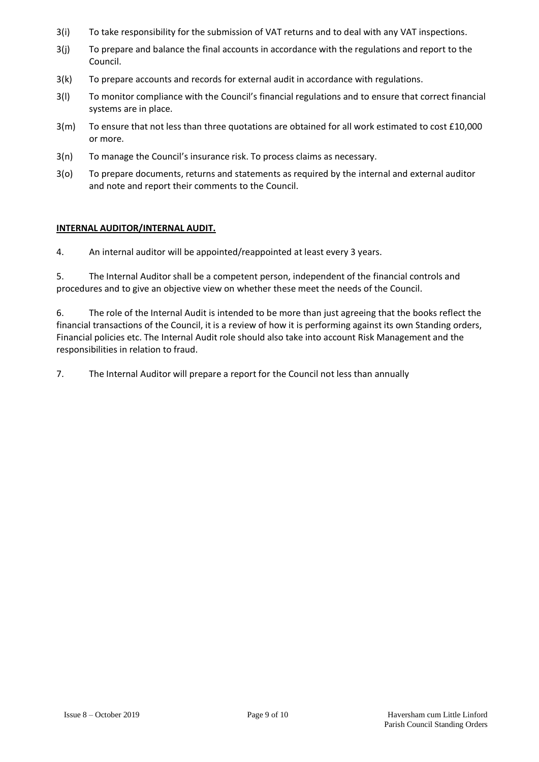3(i) To take responsibility for the submission of VAT returns and to deal with any VAT inspections.

3(j) To prepare and balance the final accounts in accordance with the regulations and report to the Council.

3(k) To prepare accounts and records for external audit in accordance with regulations.

3(l) To monitor compliance with the Council's financial regulations and to ensure that correct financial systems are in place.

3(m) To ensure that not less than three quotations are obtained for all work estimated to cost £10,000 or more.

3(n) To manage the Council's insurance risk. To process claims as necessary.

3(o) To prepare documents, returns and statements as required by the internal and external auditor and note and report their comments to the Council.

**INTERNAL AUDITOR/INTERNAL AUDIT.**

4. An internal auditor will be appointed/reappointed at least every 3 years.

5. The Internal Auditor shall be a competent person, independent of the financial controls and procedures and to give an objective view on whether these meet the needs of the Council.

6. The role of the Internal Audit is intended to be more than just agreeing that the books reflect the financial transactions of the Council, it is a review of how it is performing against its own Standing orders, Financial policies etc. The Internal Audit role should also take into account Risk Management and the responsibilities in relation to fraud.

7. The Internal Auditor will prepare a report for the Council not less than annually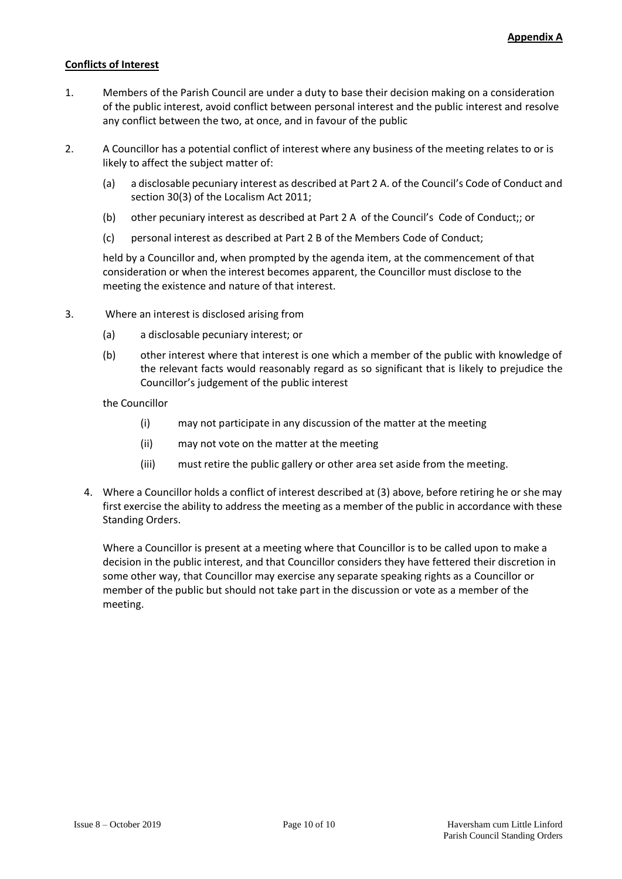**Appendix A**

**Conflicts of Interest**

1. Members of the Parish Council are under a duty to base their decision making on a consideration of the public interest, avoid conflict between personal interest and the public interest and resolve any conflict between the two, at once, and in favour of the public

2. A Councillor has a potential conflict of interest where any business of the meeting relates to or is likely to affect the subject matter of:

   (a) a disclosable pecuniary interest as described at Part 2 A. of the Council's Code of Conduct and section 30(3) of the Localism Act 2011;

   (b) other pecuniary interest as described at Part 2 A of the Council's Code of Conduct;; or

   (c) personal interest as described at Part 2 B of the Members Code of Conduct;

   held by a Councillor and, when prompted by the agenda item, at the commencement of that consideration or when the interest becomes apparent, the Councillor must disclose to the meeting the existence and nature of that interest.

3. Where an interest is disclosed arising from

   (a) a disclosable pecuniary interest; or

   (b) other interest where that interest is one which a member of the public with knowledge of the relevant facts would reasonably regard as so significant that is likely to prejudice the Councillor's judgement of the public interest

   the Councillor

   (i) may not participate in any discussion of the matter at the meeting

   (ii) may not vote on the matter at the meeting

   (iii) must retire the public gallery or other area set aside from the meeting.

4. Where a Councillor holds a conflict of interest described at (3) above, before retiring he or she may first exercise the ability to address the meeting as a member of the public in accordance with these Standing Orders.

   Where a Councillor is present at a meeting where that Councillor is to be called upon to make a decision in the public interest, and that Councillor considers they have fettered their discretion in some other way, that Councillor may exercise any separate speaking rights as a Councillor or member of the public but should not take part in the discussion or vote as a member of the meeting.